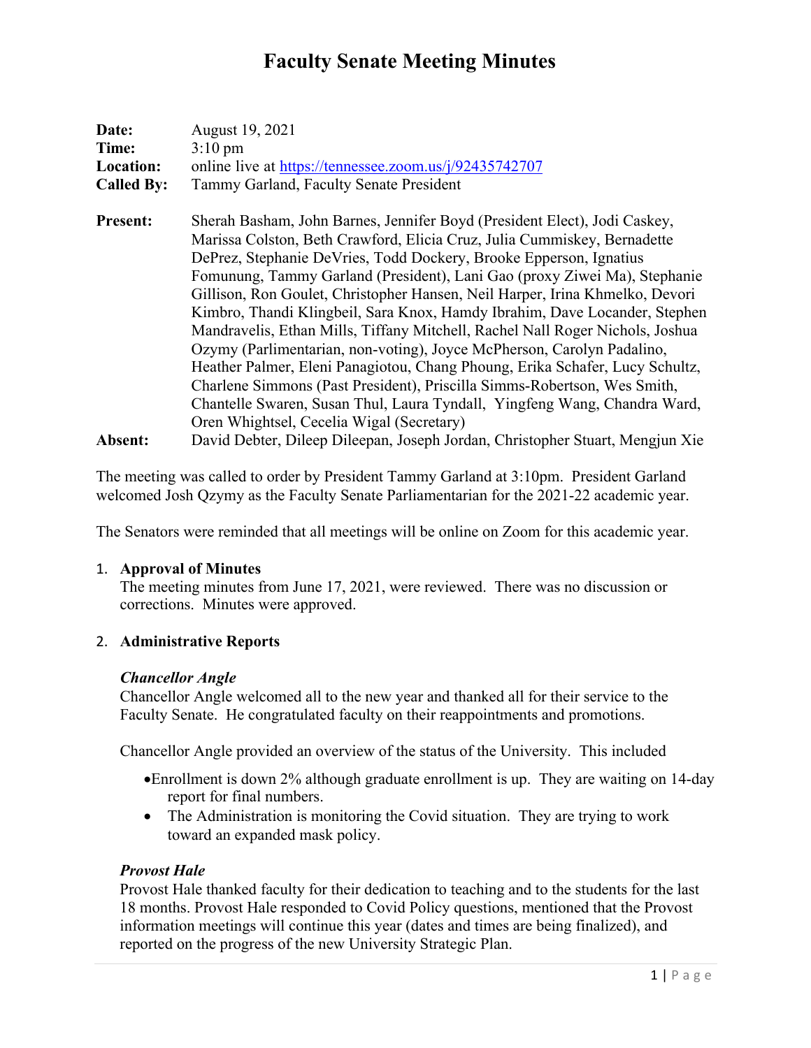# Faculty Senate Meeting Minutes

**Date:** August 19, 2021
**Time:** 3:10 pm
**Location:** online live at https://tennessee.zoom.us/j/92435742707
**Called By:** Tammy Garland, Faculty Senate President

**Present:** Sherah Basham, John Barnes, Jennifer Boyd (President Elect), Jodi Caskey, Marissa Colston, Beth Crawford, Elicia Cruz, Julia Cummiskey, Bernadette DePrez, Stephanie DeVries, Todd Dockery, Brooke Epperson, Ignatius Fomunung, Tammy Garland (President), Lani Gao (proxy Ziwei Ma), Stephanie Gillison, Ron Goulet, Christopher Hansen, Neil Harper, Irina Khmelko, Devori Kimbro, Thandi Klingbeil, Sara Knox, Hamdy Ibrahim, Dave Locander, Stephen Mandravelis, Ethan Mills, Tiffany Mitchell, Rachel Nall Roger Nichols, Joshua Ozymy (Parlimentarian, non-voting), Joyce McPherson, Carolyn Padalino, Heather Palmer, Eleni Panagiotou, Chang Phoung, Erika Schafer, Lucy Schultz, Charlene Simmons (Past President), Priscilla Simms-Robertson, Wes Smith, Chantelle Swaren, Susan Thul, Laura Tyndall, Yingfeng Wang, Chandra Ward, Oren Whightsel, Cecelia Wigal (Secretary)

**Absent:** David Debter, Dileep Dileepan, Joseph Jordan, Christopher Stuart, Mengjun Xie

The meeting was called to order by President Tammy Garland at 3:10pm. President Garland welcomed Josh Qzymy as the Faculty Senate Parliamentarian for the 2021-22 academic year.

The Senators were reminded that all meetings will be online on Zoom for this academic year.

1. **Approval of Minutes**
   The meeting minutes from June 17, 2021, were reviewed. There was no discussion or corrections. Minutes were approved.

2. **Administrative Reports**

   ***Chancellor Angle***
   Chancellor Angle welcomed all to the new year and thanked all for their service to the Faculty Senate. He congratulated faculty on their reappointments and promotions.

   Chancellor Angle provided an overview of the status of the University. This included

   - Enrollment is down 2% although graduate enrollment is up. They are waiting on 14-day report for final numbers.
   - The Administration is monitoring the Covid situation. They are trying to work toward an expanded mask policy.

   ***Provost Hale***
   Provost Hale thanked faculty for their dedication to teaching and to the students for the last 18 months. Provost Hale responded to Covid Policy questions, mentioned that the Provost information meetings will continue this year (dates and times are being finalized), and reported on the progress of the new University Strategic Plan.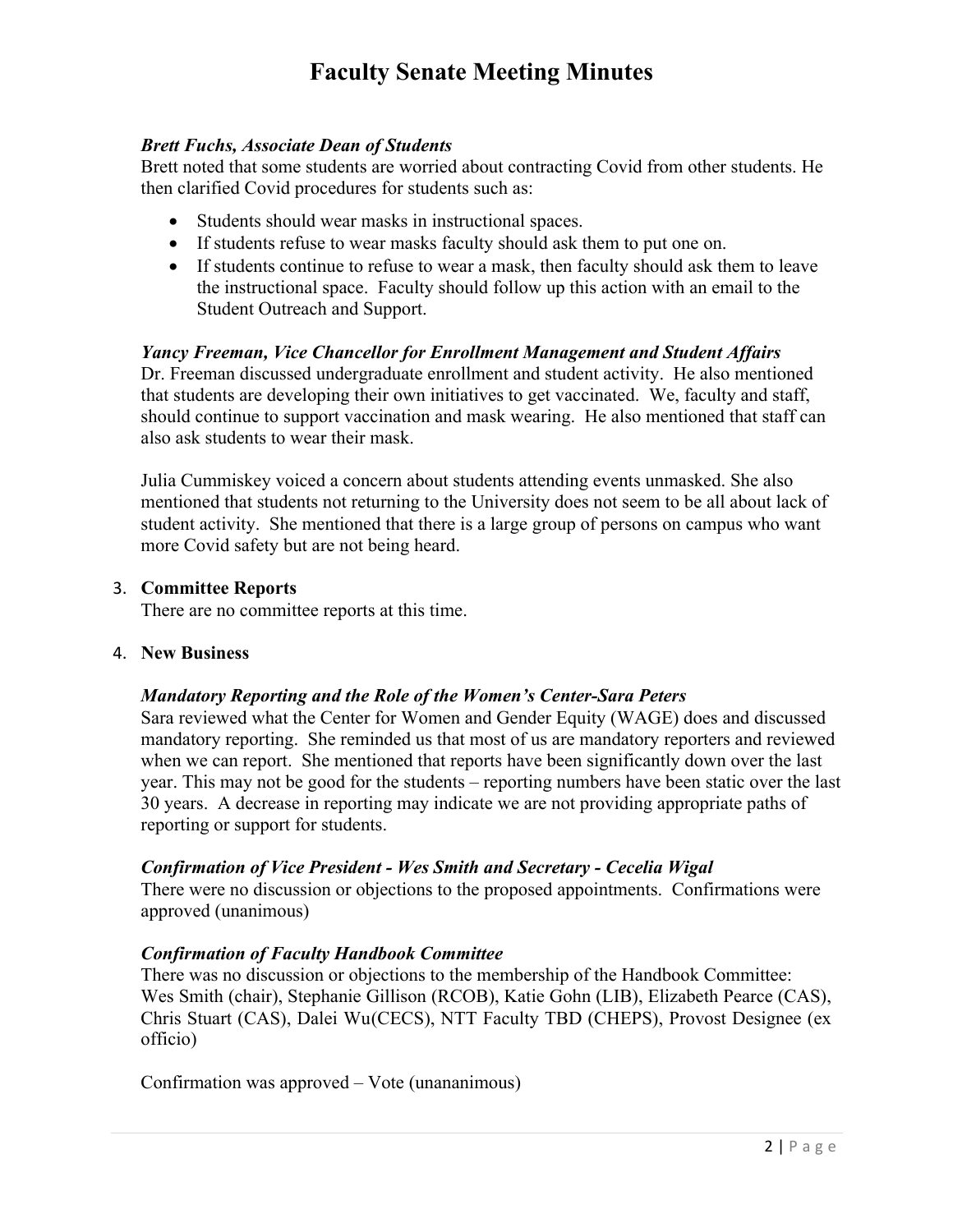# Faculty Senate Meeting Minutes

***Brett Fuchs, Associate Dean of Students***

Brett noted that some students are worried about contracting Covid from other students. He then clarified Covid procedures for students such as:

- Students should wear masks in instructional spaces.
- If students refuse to wear masks faculty should ask them to put one on.
- If students continue to refuse to wear a mask, then faculty should ask them to leave the instructional space. Faculty should follow up this action with an email to the Student Outreach and Support.

***Yancy Freeman, Vice Chancellor for Enrollment Management and Student Affairs***

Dr. Freeman discussed undergraduate enrollment and student activity. He also mentioned that students are developing their own initiatives to get vaccinated. We, faculty and staff, should continue to support vaccination and mask wearing. He also mentioned that staff can also ask students to wear their mask.

Julia Cummiskey voiced a concern about students attending events unmasked. She also mentioned that students not returning to the University does not seem to be all about lack of student activity. She mentioned that there is a large group of persons on campus who want more Covid safety but are not being heard.

3. **Committee Reports**

There are no committee reports at this time.

4. **New Business**

***Mandatory Reporting and the Role of the Women's Center-Sara Peters***

Sara reviewed what the Center for Women and Gender Equity (WAGE) does and discussed mandatory reporting. She reminded us that most of us are mandatory reporters and reviewed when we can report. She mentioned that reports have been significantly down over the last year. This may not be good for the students – reporting numbers have been static over the last 30 years. A decrease in reporting may indicate we are not providing appropriate paths of reporting or support for students.

***Confirmation of Vice President - Wes Smith and Secretary - Cecelia Wigal***

There were no discussion or objections to the proposed appointments. Confirmations were approved (unanimous)

***Confirmation of Faculty Handbook Committee***

There was no discussion or objections to the membership of the Handbook Committee: Wes Smith (chair), Stephanie Gillison (RCOB), Katie Gohn (LIB), Elizabeth Pearce (CAS), Chris Stuart (CAS), Dalei Wu(CECS), NTT Faculty TBD (CHEPS), Provost Designee (ex officio)

Confirmation was approved – Vote (unananimous)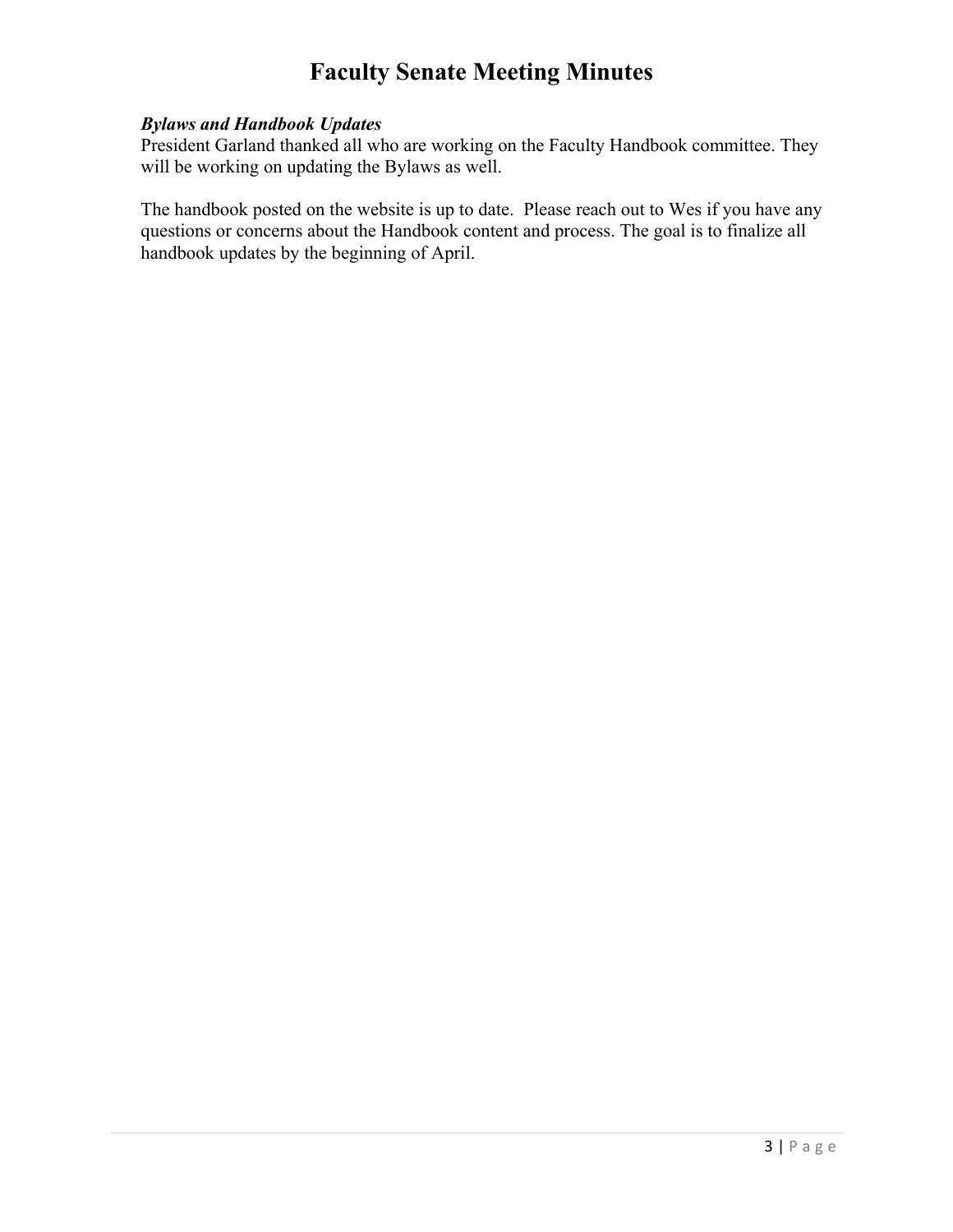# Faculty Senate Meeting Minutes

***Bylaws and Handbook Updates***

President Garland thanked all who are working on the Faculty Handbook committee. They will be working on updating the Bylaws as well.

The handbook posted on the website is up to date. Please reach out to Wes if you have any questions or concerns about the Handbook content and process. The goal is to finalize all handbook updates by the beginning of April.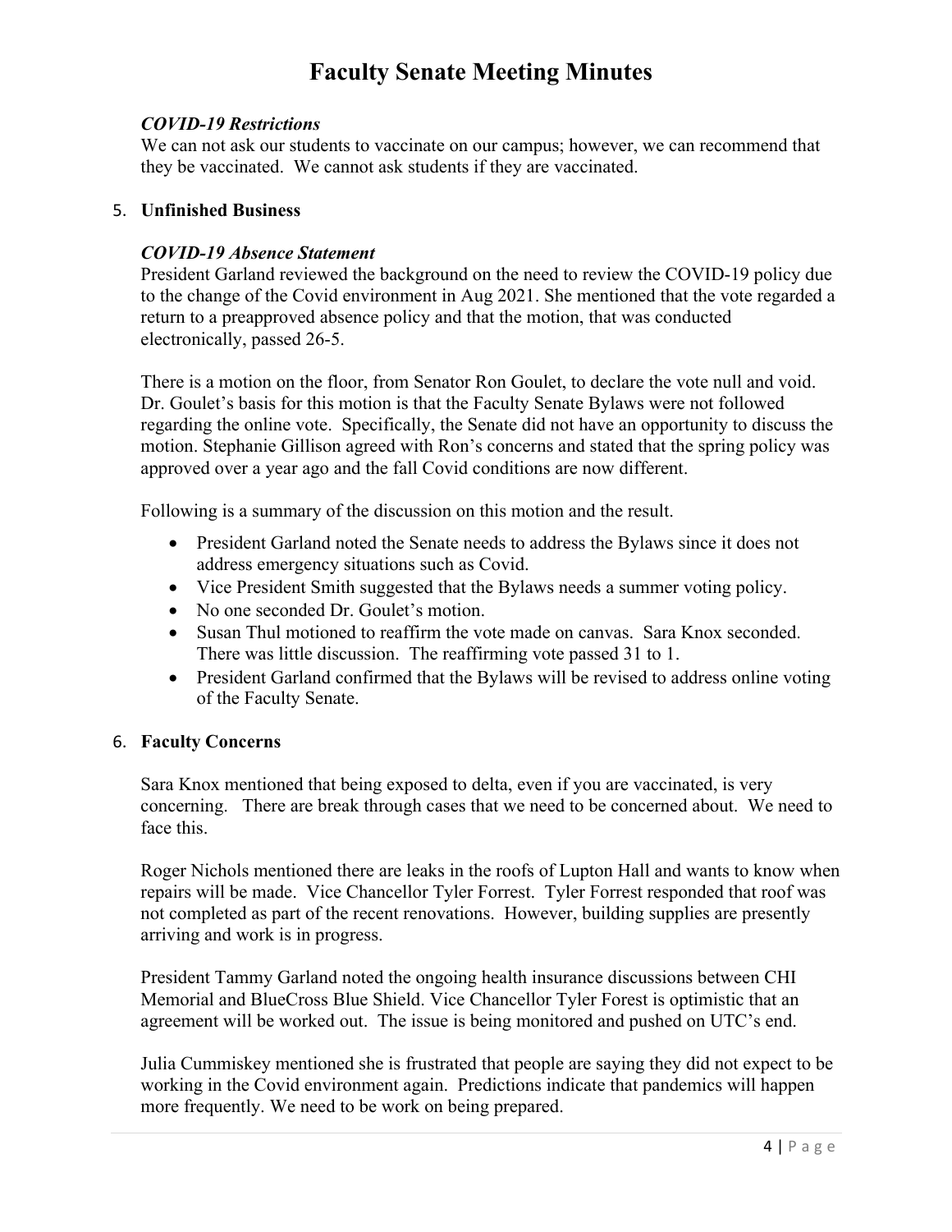# Faculty Senate Meeting Minutes

### *COVID-19 Restrictions*

We can not ask our students to vaccinate on our campus; however, we can recommend that they be vaccinated. We cannot ask students if they are vaccinated.

5. **Unfinished Business**

### *COVID-19 Absence Statement*

President Garland reviewed the background on the need to review the COVID-19 policy due to the change of the Covid environment in Aug 2021. She mentioned that the vote regarded a return to a preapproved absence policy and that the motion, that was conducted electronically, passed 26-5.

There is a motion on the floor, from Senator Ron Goulet, to declare the vote null and void. Dr. Goulet's basis for this motion is that the Faculty Senate Bylaws were not followed regarding the online vote. Specifically, the Senate did not have an opportunity to discuss the motion. Stephanie Gillison agreed with Ron's concerns and stated that the spring policy was approved over a year ago and the fall Covid conditions are now different.

Following is a summary of the discussion on this motion and the result.

- President Garland noted the Senate needs to address the Bylaws since it does not address emergency situations such as Covid.
- Vice President Smith suggested that the Bylaws needs a summer voting policy.
- No one seconded Dr. Goulet's motion.
- Susan Thul motioned to reaffirm the vote made on canvas. Sara Knox seconded. There was little discussion. The reaffirming vote passed 31 to 1.
- President Garland confirmed that the Bylaws will be revised to address online voting of the Faculty Senate.

6. **Faculty Concerns**

Sara Knox mentioned that being exposed to delta, even if you are vaccinated, is very concerning. There are break through cases that we need to be concerned about. We need to face this.

Roger Nichols mentioned there are leaks in the roofs of Lupton Hall and wants to know when repairs will be made. Vice Chancellor Tyler Forrest. Tyler Forrest responded that roof was not completed as part of the recent renovations. However, building supplies are presently arriving and work is in progress.

President Tammy Garland noted the ongoing health insurance discussions between CHI Memorial and BlueCross Blue Shield. Vice Chancellor Tyler Forest is optimistic that an agreement will be worked out. The issue is being monitored and pushed on UTC's end.

Julia Cummiskey mentioned she is frustrated that people are saying they did not expect to be working in the Covid environment again. Predictions indicate that pandemics will happen more frequently. We need to be work on being prepared.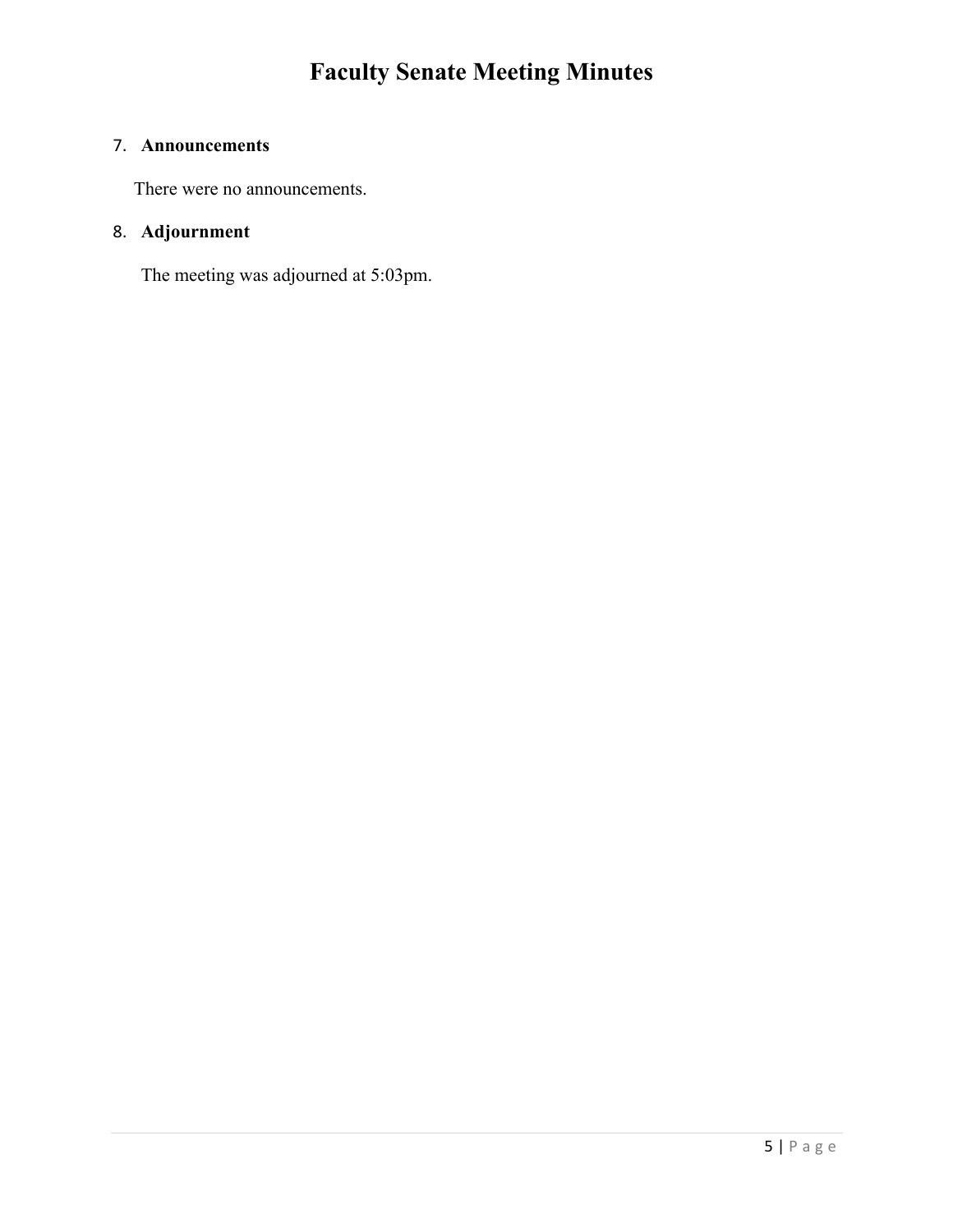# Faculty Senate Meeting Minutes

7. **Announcements**

There were no announcements.

8. **Adjournment**

The meeting was adjourned at 5:03pm.